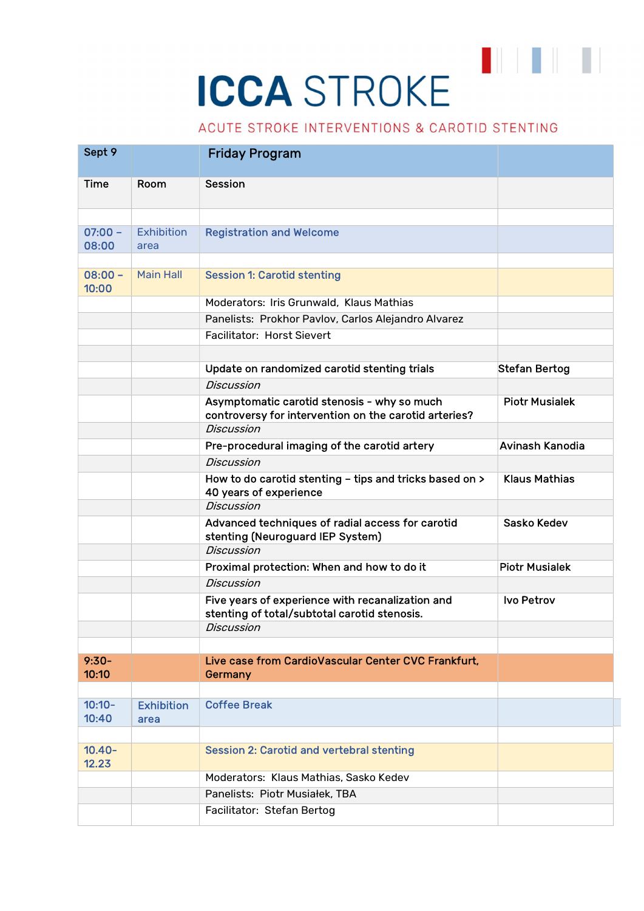# ICCA STROKE

ACUTE STROKE INTERVENTIONS & CAROTID STENTING

| Sept 9 | | Friday Program | |
|---|---|---|---|
| Time | Room | Session | |
| | | | |
| 07:00 – 08:00 | Exhibition area | Registration and Welcome | |
| | | | |
| 08:00 – 10:00 | Main Hall | Session 1: Carotid stenting | |
| | | Moderators: Iris Grunwald, Klaus Mathias | |
| | | Panelists: Prokhor Pavlov, Carlos Alejandro Alvarez | |
| | | Facilitator: Horst Sievert | |
| | | | |
| | | Update on randomized carotid stenting trials | Stefan Bertog |
| | | *Discussion* | |
| | | Asymptomatic carotid stenosis - why so much controversy for intervention on the carotid arteries? | Piotr Musialek |
| | | *Discussion* | |
| | | Pre-procedural imaging of the carotid artery | Avinash Kanodia |
| | | *Discussion* | |
| | | How to do carotid stenting – tips and tricks based on > 40 years of experience | Klaus Mathias |
| | | *Discussion* | |
| | | Advanced techniques of radial access for carotid stenting (Neuroguard IEP System) | Sasko Kedev |
| | | *Discussion* | |
| | | Proximal protection: When and how to do it | Piotr Musialek |
| | | *Discussion* | |
| | | Five years of experience with recanalization and stenting of total/subtotal carotid stenosis. | Ivo Petrov |
| | | *Discussion* | |
| | | | |
| 9:30-10:10 | | Live case from CardioVascular Center CVC Frankfurt, Germany | |
| | | | |
| 10:10-10:40 | Exhibition area | Coffee Break | |
| | | | |
| 10.40-12.23 | | Session 2: Carotid and vertebral stenting | |
| | | Moderators: Klaus Mathias, Sasko Kedev | |
| | | Panelists: Piotr Musiałek, TBA | |
| | | Facilitator: Stefan Bertog | |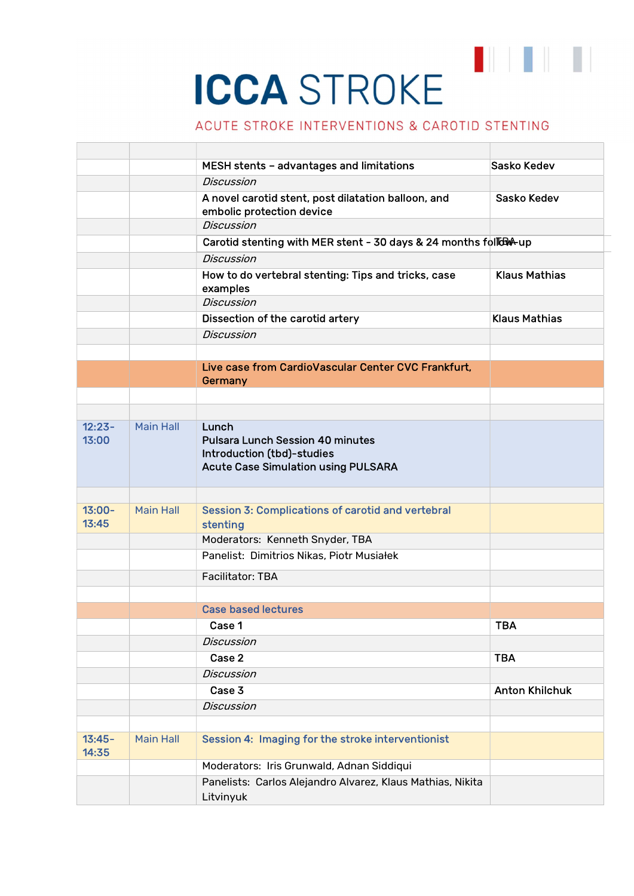# ICCA STROKE

ACUTE STROKE INTERVENTIONS & CAROTID STENTING

| | | | |
|---|---|---|---|
| | | MESH stents – advantages and limitations | Sasko Kedev |
| | | *Discussion* | |
| | | A novel carotid stent, post dilatation balloon, and embolic protection device | Sasko Kedev |
| | | *Discussion* | |
| | | Carotid stenting with MER stent - 30 days & 24 months follow-up | TBA |
| | | *Discussion* | |
| | | How to do vertebral stenting: Tips and tricks, case examples | Klaus Mathias |
| | | *Discussion* | |
| | | Dissection of the carotid artery | Klaus Mathias |
| | | *Discussion* | |
| | | | |
| | | Live case from CardioVascular Center CVC Frankfurt, Germany | |
| | | | |
| | | | |
| 12:23-13:00 | Main Hall | Lunch<br>Pulsara Lunch Session 40 minutes<br>Introduction (tbd)-studies<br>Acute Case Simulation using PULSARA | |
| | | | |
| 13:00-13:45 | Main Hall | Session 3: Complications of carotid and vertebral stenting | |
| | | Moderators: Kenneth Snyder, TBA | |
| | | Panelist: Dimitrios Nikas, Piotr Musiałek | |
| | | Facilitator: TBA | |
| | | | |
| | | Case based lectures | |
| | | Case 1 | TBA |
| | | *Discussion* | |
| | | Case 2 | TBA |
| | | *Discussion* | |
| | | Case 3 | Anton Khilchuk |
| | | *Discussion* | |
| | | | |
| 13:45-14:35 | Main Hall | Session 4: Imaging for the stroke interventionist | |
| | | Moderators: Iris Grunwald, Adnan Siddiqui | |
| | | Panelists: Carlos Alejandro Alvarez, Klaus Mathias, Nikita Litvinyuk | |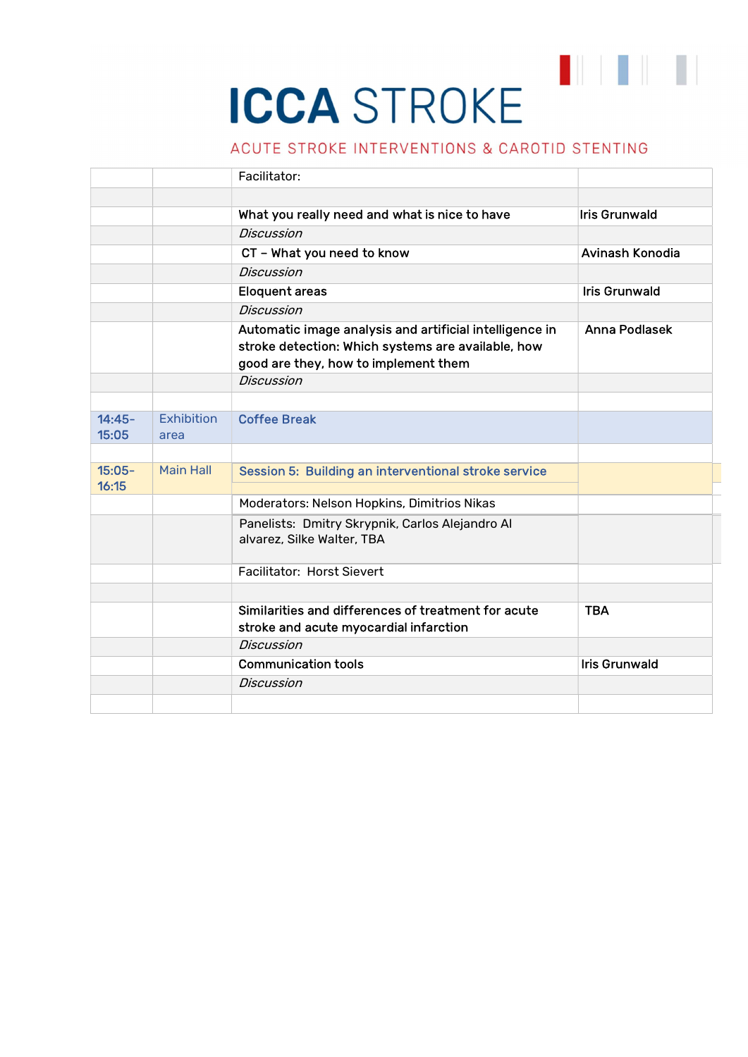# ICCA STROKE

ACUTE STROKE INTERVENTIONS & CAROTID STENTING

| | | | |
|---|---|---|---|
| | | Facilitator: | |
| | | | |
| | | What you really need and what is nice to have | Iris Grunwald |
| | | *Discussion* | |
| | | CT – What you need to know | Avinash Konodia |
| | | *Discussion* | |
| | | Eloquent areas | Iris Grunwald |
| | | *Discussion* | |
| | | Automatic image analysis and artificial intelligence in stroke detection: Which systems are available, how good are they, how to implement them | Anna Podlasek |
| | | *Discussion* | |
| | | | |
| 14:45-15:05 | Exhibition area | Coffee Break | |
| | | | |
| 15:05-16:15 | Main Hall | Session 5: Building an interventional stroke service | |
| | | Moderators: Nelson Hopkins, Dimitrios Nikas | |
| | | Panelists: Dmitry Skrypnik, Carlos Alejandro Al alvarez, Silke Walter, TBA | |
| | | Facilitator: Horst Sievert | |
| | | | |
| | | Similarities and differences of treatment for acute stroke and acute myocardial infarction | TBA |
| | | *Discussion* | |
| | | Communication tools | Iris Grunwald |
| | | *Discussion* | |
| | | | |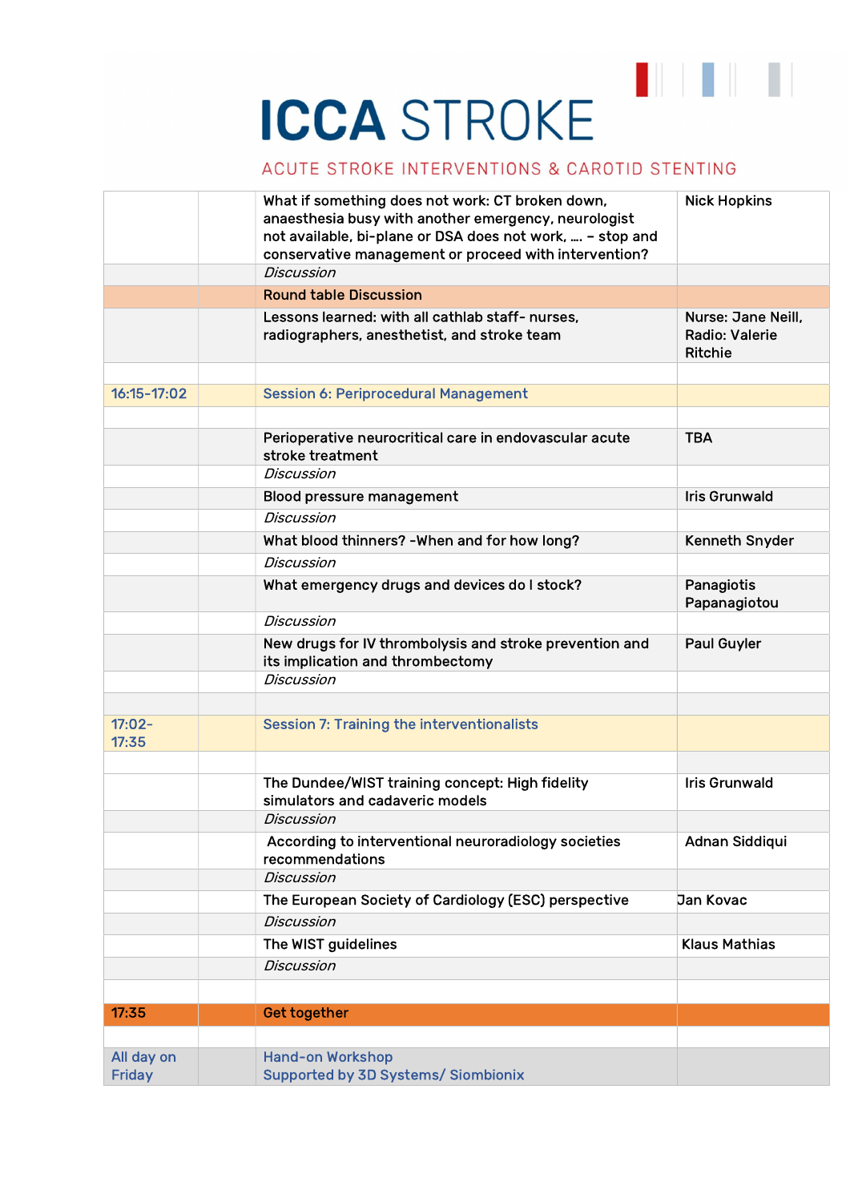# ICCA STROKE

ACUTE STROKE INTERVENTIONS & CAROTID STENTING

| | | | |
|---|---|---|---|
| | | What if something does not work: CT broken down, anaesthesia busy with another emergency, neurologist not available, bi-plane or DSA does not work, …. – stop and conservative management or proceed with intervention? | Nick Hopkins |
| | | *Discussion* | |
| | | Round table Discussion | |
| | | Lessons learned: with all cathlab staff- nurses, radiographers, anesthetist, and stroke team | Nurse: Jane Neill, Radio: Valerie Ritchie |
| | | | |
| 16:15-17:02 | | Session 6: Periprocedural Management | |
| | | | |
| | | Perioperative neurocritical care in endovascular acute stroke treatment | TBA |
| | | *Discussion* | |
| | | Blood pressure management | Iris Grunwald |
| | | *Discussion* | |
| | | What blood thinners? -When and for how long? | Kenneth Snyder |
| | | *Discussion* | |
| | | What emergency drugs and devices do I stock? | Panagiotis Papanagiotou |
| | | *Discussion* | |
| | | New drugs for IV thrombolysis and stroke prevention and its implication and thrombectomy | Paul Guyler |
| | | *Discussion* | |
| | | | |
| 17:02-17:35 | | Session 7: Training the interventionalists | |
| | | | |
| | | The Dundee/WIST training concept: High fidelity simulators and cadaveric models | Iris Grunwald |
| | | *Discussion* | |
| | | According to interventional neuroradiology societies recommendations | Adnan Siddiqui |
| | | *Discussion* | |
| | | The European Society of Cardiology (ESC) perspective | Jan Kovac |
| | | *Discussion* | |
| | | The WIST guidelines | Klaus Mathias |
| | | *Discussion* | |
| | | | |
| 17:35 | | Get together | |
| | | | |
| All day on Friday | | Hand-on Workshop<br>Supported by 3D Systems/ Siombionix | |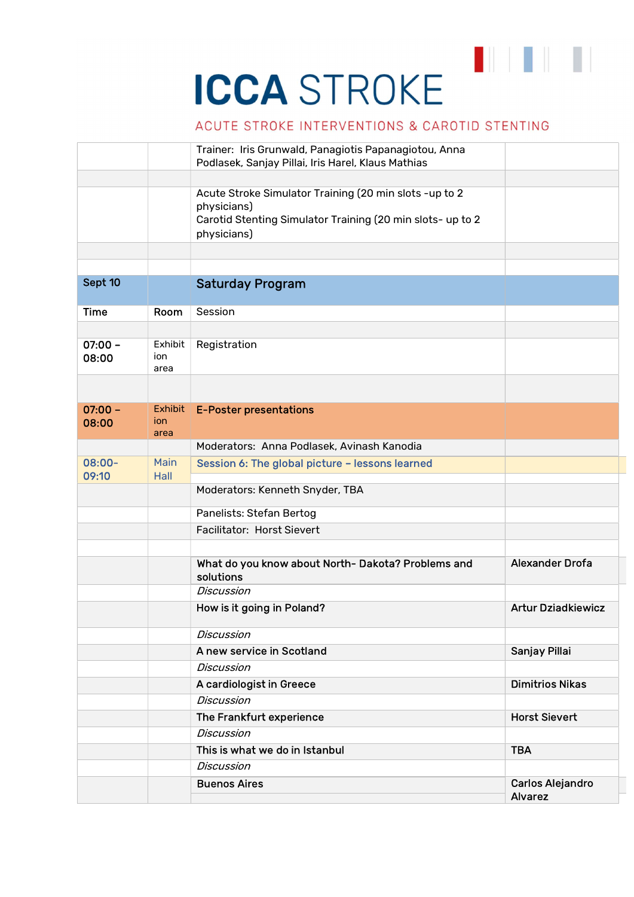# ICCA STROKE

ACUTE STROKE INTERVENTIONS & CAROTID STENTING

| | | | |
|---|---|---|---|
| | | Trainer: Iris Grunwald, Panagiotis Papanagiotou, Anna Podlasek, Sanjay Pillai, Iris Harel, Klaus Mathias | |
| | | | |
| | | Acute Stroke Simulator Training (20 min slots -up to 2 physicians)<br>Carotid Stenting Simulator Training (20 min slots- up to 2 physicians) | |
| | | | |
| | | | |
| **Sept 10** | | **Saturday Program** | |
| **Time** | **Room** | Session | |
| | | | |
| **07:00 – 08:00** | Exhibition area | Registration | |
| | | | |
| **07:00 – 08:00** | Exhibition area | **E-Poster presentations** | |
| | | Moderators: Anna Podlasek, Avinash Kanodia | |
| 08:00-09:10 | Main Hall | Session 6: The global picture – lessons learned | |
| | | Moderators: Kenneth Snyder, TBA | |
| | | Panelists: Stefan Bertog | |
| | | Facilitator: Horst Sievert | |
| | | | |
| | | What do you know about North- Dakota? Problems and solutions | Alexander Drofa |
| | | *Discussion* | |
| | | How is it going in Poland? | Artur Dziadkiewicz |
| | | *Discussion* | |
| | | A new service in Scotland | Sanjay Pillai |
| | | *Discussion* | |
| | | A cardiologist in Greece | Dimitrios Nikas |
| | | *Discussion* | |
| | | The Frankfurt experience | Horst Sievert |
| | | *Discussion* | |
| | | This is what we do in Istanbul | TBA |
| | | *Discussion* | |
| | | Buenos Aires | Carlos Alejandro Alvarez |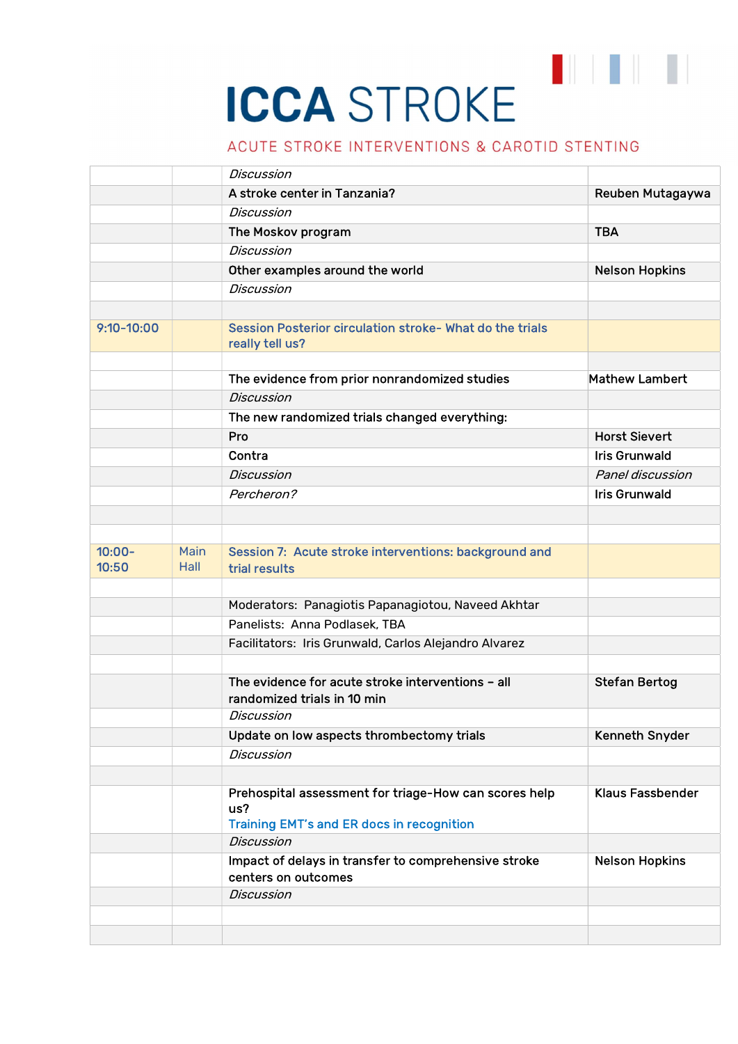# ICCA STROKE

ACUTE STROKE INTERVENTIONS & CAROTID STENTING

| | | | |
|---|---|---|---|
| | | *Discussion* | |
| | | A stroke center in Tanzania? | Reuben Mutagaywa |
| | | *Discussion* | |
| | | The Moskov program | TBA |
| | | *Discussion* | |
| | | Other examples around the world | Nelson Hopkins |
| | | *Discussion* | |
| | | | |
| 9:10-10:00 | | Session Posterior circulation stroke- What do the trials really tell us? | |
| | | | |
| | | The evidence from prior nonrandomized studies | Mathew Lambert |
| | | *Discussion* | |
| | | The new randomized trials changed everything: | |
| | | Pro | Horst Sievert |
| | | Contra | Iris Grunwald |
| | | *Discussion* | *Panel discussion* |
| | | *Percheron?* | Iris Grunwald |
| | | | |
| | | | |
| 10:00-10:50 | Main Hall | Session 7: Acute stroke interventions: background and trial results | |
| | | | |
| | | Moderators: Panagiotis Papanagiotou, Naveed Akhtar | |
| | | Panelists: Anna Podlasek, TBA | |
| | | Facilitators: Iris Grunwald, Carlos Alejandro Alvarez | |
| | | | |
| | | The evidence for acute stroke interventions – all randomized trials in 10 min | Stefan Bertog |
| | | *Discussion* | |
| | | Update on low aspects thrombectomy trials | Kenneth Snyder |
| | | *Discussion* | |
| | | | |
| | | Prehospital assessment for triage-How can scores help us? Training EMT's and ER docs in recognition | Klaus Fassbender |
| | | *Discussion* | |
| | | Impact of delays in transfer to comprehensive stroke centers on outcomes | Nelson Hopkins |
| | | *Discussion* | |
| | | | |
| | | | |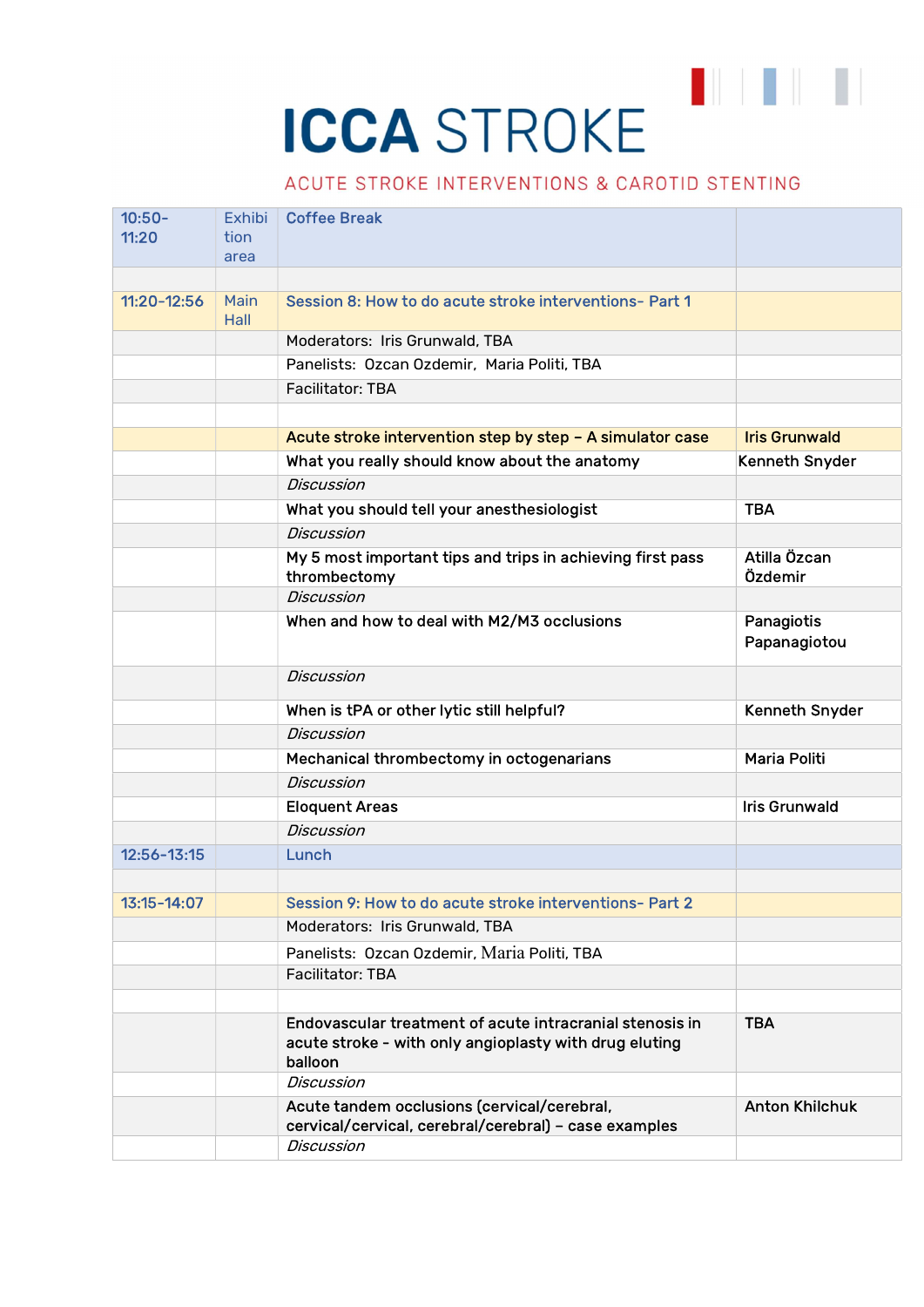# ICCA STROKE

ACUTE STROKE INTERVENTIONS & CAROTID STENTING

| | | | |
|---|---|---|---|
| 10:50-11:20 | Exhibition area | Coffee Break | |
| | | | |
| 11:20-12:56 | Main Hall | Session 8: How to do acute stroke interventions- Part 1 | |
| | | Moderators: Iris Grunwald, TBA | |
| | | Panelists: Ozcan Ozdemir, Maria Politi, TBA | |
| | | Facilitator: TBA | |
| | | | |
| | | Acute stroke intervention step by step – A simulator case | Iris Grunwald |
| | | What you really should know about the anatomy | Kenneth Snyder |
| | | *Discussion* | |
| | | What you should tell your anesthesiologist | TBA |
| | | *Discussion* | |
| | | My 5 most important tips and trips in achieving first pass thrombectomy | Atilla Özcan Özdemir |
| | | *Discussion* | |
| | | When and how to deal with M2/M3 occlusions | Panagiotis Papanagiotou |
| | | *Discussion* | |
| | | When is tPA or other lytic still helpful? | Kenneth Snyder |
| | | *Discussion* | |
| | | Mechanical thrombectomy in octogenarians | Maria Politi |
| | | *Discussion* | |
| | | Eloquent Areas | Iris Grunwald |
| | | *Discussion* | |
| 12:56-13:15 | | Lunch | |
| | | | |
| 13:15-14:07 | | Session 9: How to do acute stroke interventions- Part 2 | |
| | | Moderators: Iris Grunwald, TBA | |
| | | Panelists: Ozcan Ozdemir, Maria Politi, TBA | |
| | | Facilitator: TBA | |
| | | | |
| | | Endovascular treatment of acute intracranial stenosis in acute stroke - with only angioplasty with drug eluting balloon | TBA |
| | | *Discussion* | |
| | | Acute tandem occlusions (cervical/cerebral, cervical/cervical, cerebral/cerebral) – case examples | Anton Khilchuk |
| | | *Discussion* | |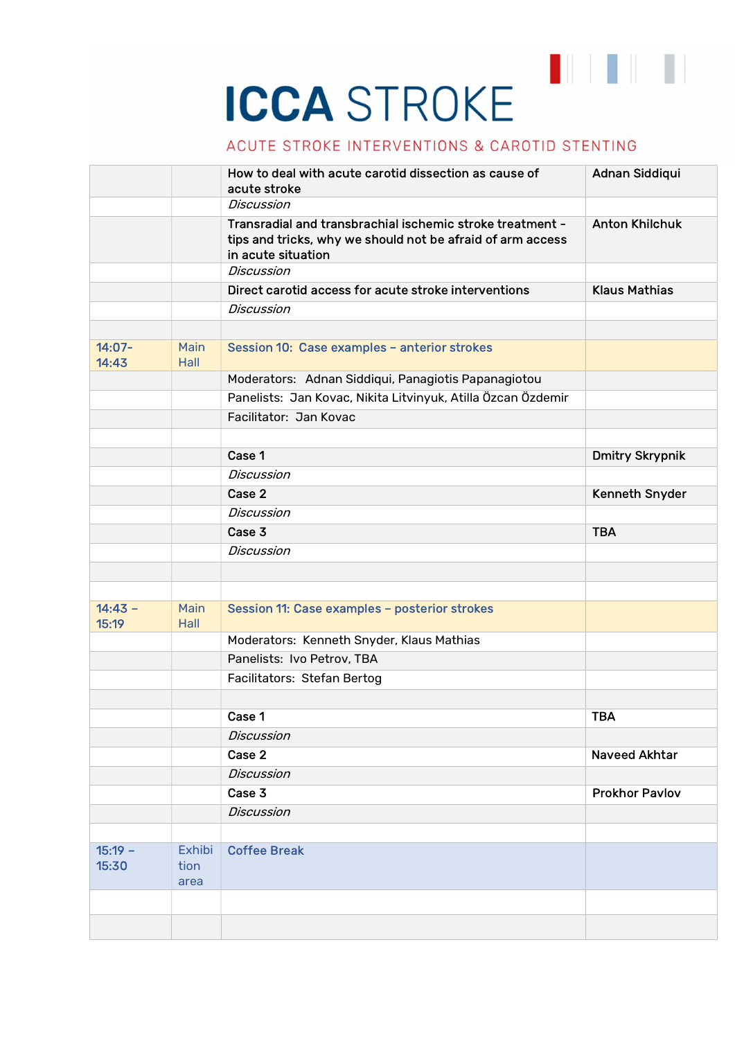# ICCA STROKE

ACUTE STROKE INTERVENTIONS & CAROTID STENTING

| | | | |
|---|---|---|---|
| | | How to deal with acute carotid dissection as cause of acute stroke | Adnan Siddiqui |
| | | *Discussion* | |
| | | Transradial and transbrachial ischemic stroke treatment - tips and tricks, why we should not be afraid of arm access in acute situation | Anton Khilchuk |
| | | *Discussion* | |
| | | Direct carotid access for acute stroke interventions | Klaus Mathias |
| | | *Discussion* | |
| | | | |
| 14:07-14:43 | Main Hall | Session 10: Case examples – anterior strokes | |
| | | Moderators: Adnan Siddiqui, Panagiotis Papanagiotou | |
| | | Panelists: Jan Kovac, Nikita Litvinyuk, Atilla Özcan Özdemir | |
| | | Facilitator: Jan Kovac | |
| | | | |
| | | Case 1 | Dmitry Skrypnik |
| | | *Discussion* | |
| | | Case 2 | Kenneth Snyder |
| | | *Discussion* | |
| | | Case 3 | TBA |
| | | *Discussion* | |
| | | | |
| | | | |
| 14:43 – 15:19 | Main Hall | Session 11: Case examples – posterior strokes | |
| | | Moderators: Kenneth Snyder, Klaus Mathias | |
| | | Panelists: Ivo Petrov, TBA | |
| | | Facilitators: Stefan Bertog | |
| | | | |
| | | Case 1 | TBA |
| | | *Discussion* | |
| | | Case 2 | Naveed Akhtar |
| | | *Discussion* | |
| | | Case 3 | Prokhor Pavlov |
| | | *Discussion* | |
| | | | |
| 15:19 – 15:30 | Exhibition area | Coffee Break | |
| | | | |
| | | | |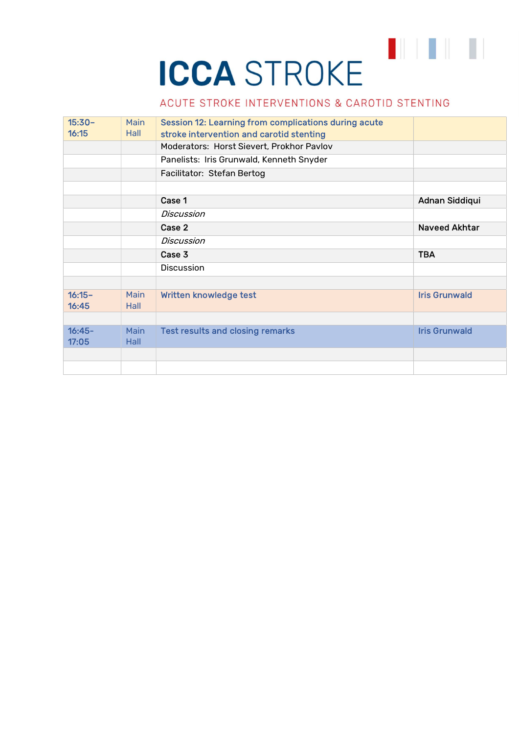| | | | |
|---|---|---|---|
| 15:30–16:15 | Main Hall | Session 12: Learning from complications during acute stroke intervention and carotid stenting | |
| | | Moderators: Horst Sievert, Prokhor Pavlov | |
| | | Panelists: Iris Grunwald, Kenneth Snyder | |
| | | Facilitator: Stefan Bertog | |
| | | | |
| | | Case 1 | Adnan Siddiqui |
| | | *Discussion* | |
| | | Case 2 | Naveed Akhtar |
| | | *Discussion* | |
| | | Case 3 | TBA |
| | | Discussion | |
| | | | |
| 16:15–16:45 | Main Hall | Written knowledge test | Iris Grunwald |
| | | | |
| 16:45–17:05 | Main Hall | Test results and closing remarks | Iris Grunwald |
| | | | |
| | | | |